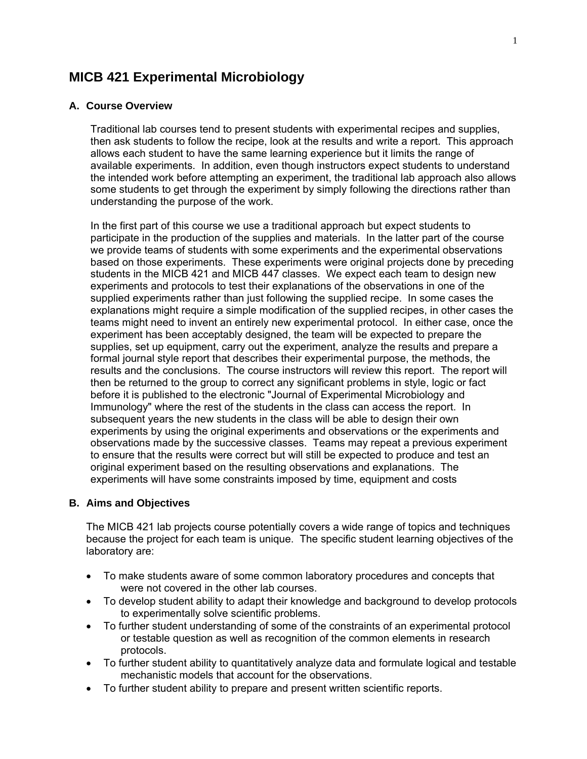# MICB 421 Experimental Microbiology

## A. Course Overview

Traditional lab courses tend to present students with experimental recipes and supplies, then ask students to follow the recipe, look at the results and write a report. This approach allows each student to have the same learning experience but it limits the range of available experiments. In addition, even though instructors expect students to understand the intended work before attempting an experiment, the traditional lab approach also allows some students to get through the experiment by simply following the directions rather than understanding the purpose of the work.

In the first part of this course we use a traditional approach but expect students to participate in the production of the supplies and materials. In the latter part of the course we provide teams of students with some experiments and the experimental observations based on those experiments. These experiments were original projects done by preceding students in the MICB 421 and MICB 447 classes. We expect each team to design new experiments and protocols to test their explanations of the observations in one of the supplied experiments rather than just following the supplied recipe. In some cases the explanations might require a simple modification of the supplied recipes, in other cases the teams might need to invent an entirely new experimental protocol. In either case, once the experiment has been acceptably designed, the team will be expected to prepare the supplies, set up equipment, carry out the experiment, analyze the results and prepare a formal journal style report that describes their experimental purpose, the methods, the results and the conclusions. The course instructors will review this report. The report will then be returned to the group to correct any significant problems in style, logic or fact before it is published to the electronic "Journal of Experimental Microbiology and Immunology" where the rest of the students in the class can access the report. In subsequent years the new students in the class will be able to design their own experiments by using the original experiments and observations or the experiments and observations made by the successive classes. Teams may repeat a previous experiment to ensure that the results were correct but will still be expected to produce and test an original experiment based on the resulting observations and explanations. The experiments will have some constraints imposed by time, equipment and costs

## B. Aims and Objectives

The MICB 421 lab projects course potentially covers a wide range of topics and techniques because the project for each team is unique. The specific student learning objectives of the laboratory are:

- To make students aware of some common laboratory procedures and concepts that were not covered in the other lab courses.
- To develop student ability to adapt their knowledge and background to develop protocols to experimentally solve scientific problems.
- To further student understanding of some of the constraints of an experimental protocol or testable question as well as recognition of the common elements in research protocols.
- To further student ability to quantitatively analyze data and formulate logical and testable mechanistic models that account for the observations.
- To further student ability to prepare and present written scientific reports.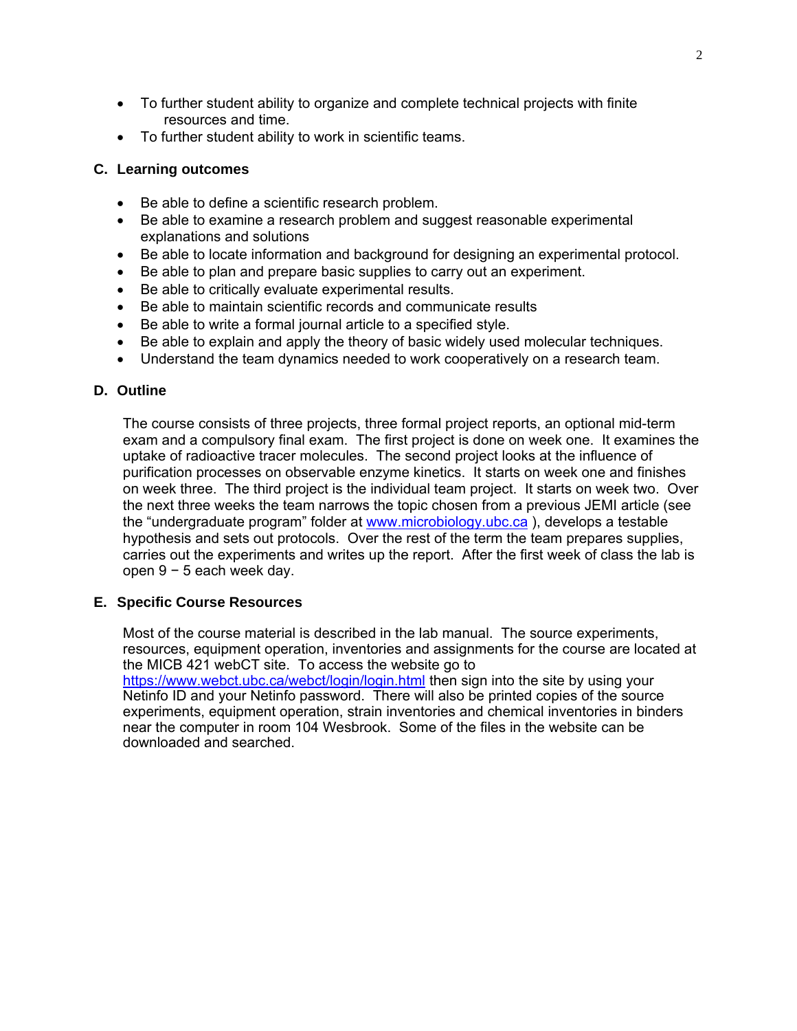- To further student ability to organize and complete technical projects with finite resources and time.
- To further student ability to work in scientific teams.

## C. Learning outcomes

- Be able to define a scientific research problem.
- Be able to examine a research problem and suggest reasonable experimental explanations and solutions
- Be able to locate information and background for designing an experimental protocol.
- Be able to plan and prepare basic supplies to carry out an experiment.
- Be able to critically evaluate experimental results.
- Be able to maintain scientific records and communicate results
- Be able to write a formal journal article to a specified style.
- Be able to explain and apply the theory of basic widely used molecular techniques.
- Understand the team dynamics needed to work cooperatively on a research team.

## D. Outline

The course consists of three projects, three formal project reports, an optional mid-term exam and a compulsory final exam. The first project is done on week one. It examines the uptake of radioactive tracer molecules. The second project looks at the influence of purification processes on observable enzyme kinetics. It starts on week one and finishes on week three. The third project is the individual team project. It starts on week two. Over the next three weeks the team narrows the topic chosen from a previous JEMI article (see the "undergraduate program" folder at www.microbiology.ubc.ca ), develops a testable hypothesis and sets out protocols. Over the rest of the term the team prepares supplies, carries out the experiments and writes up the report. After the first week of class the lab is open 9 − 5 each week day.

## E. Specific Course Resources

Most of the course material is described in the lab manual. The source experiments, resources, equipment operation, inventories and assignments for the course are located at the MICB 421 webCT site. To access the website go to https://www.webct.ubc.ca/webct/login/login.html then sign into the site by using your Netinfo ID and your Netinfo password. There will also be printed copies of the source experiments, equipment operation, strain inventories and chemical inventories in binders near the computer in room 104 Wesbrook. Some of the files in the website can be downloaded and searched.